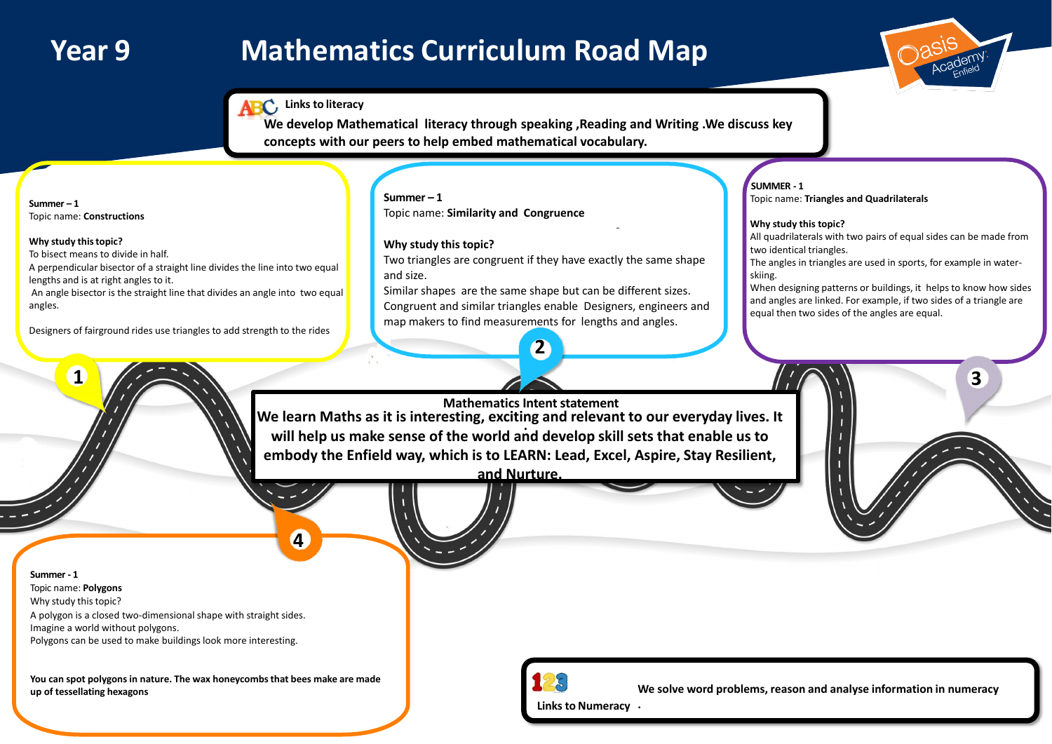# Year 9 Mathematics Curriculum Road Map

**Links to literacy**

**We develop Mathematical literacy through speaking ,Reading and Writing .We discuss key concepts with our peers to help embed mathematical vocabulary.**

## 1

**Summer – 1**

Topic name: **Constructions**

**Why study this topic?**

To bisect means to divide in half.

A perpendicular bisector of a straight line divides the line into two equal lengths and is at right angles to it.

An angle bisector is the straight line that divides an angle into two equal angles.

Designers of fairground rides use triangles to add strength to the rides

## 2

**Summer – 1**

Topic name: **Similarity and Congruence**

**Why study this topic?**

Two triangles are congruent if they have exactly the same shape and size.

Similar shapes are the same shape but can be different sizes.

Congruent and similar triangles enable Designers, engineers and map makers to find measurements for lengths and angles.

## 3

**SUMMER - 1**

Topic name: **Triangles and Quadrilaterals**

**Why study this topic?**

All quadrilaterals with two pairs of equal sides can be made from two identical triangles.

The angles in triangles are used in sports, for example in water-skiing.

When designing patterns or buildings, it helps to know how sides and angles are linked. For example, if two sides of a triangle are equal then two sides of the angles are equal.

**Mathematics Intent statement**

**We learn Maths as it is interesting, exciting and relevant to our everyday lives. It will help us make sense of the world and develop skill sets that enable us to embody the Enfield way, which is to LEARN: Lead, Excel, Aspire, Stay Resilient, and Nurture.**

## 4

**Summer - 1**

Topic name: **Polygons**

Why study this topic?

A polygon is a closed two-dimensional shape with straight sides.

Imagine a world without polygons.

Polygons can be used to make buildings look more interesting.

**You can spot polygons in nature. The wax honeycombs that bees make are made up of tessellating hexagons**

**Links to Numeracy**

**We solve word problems, reason and analyse information in numeracy**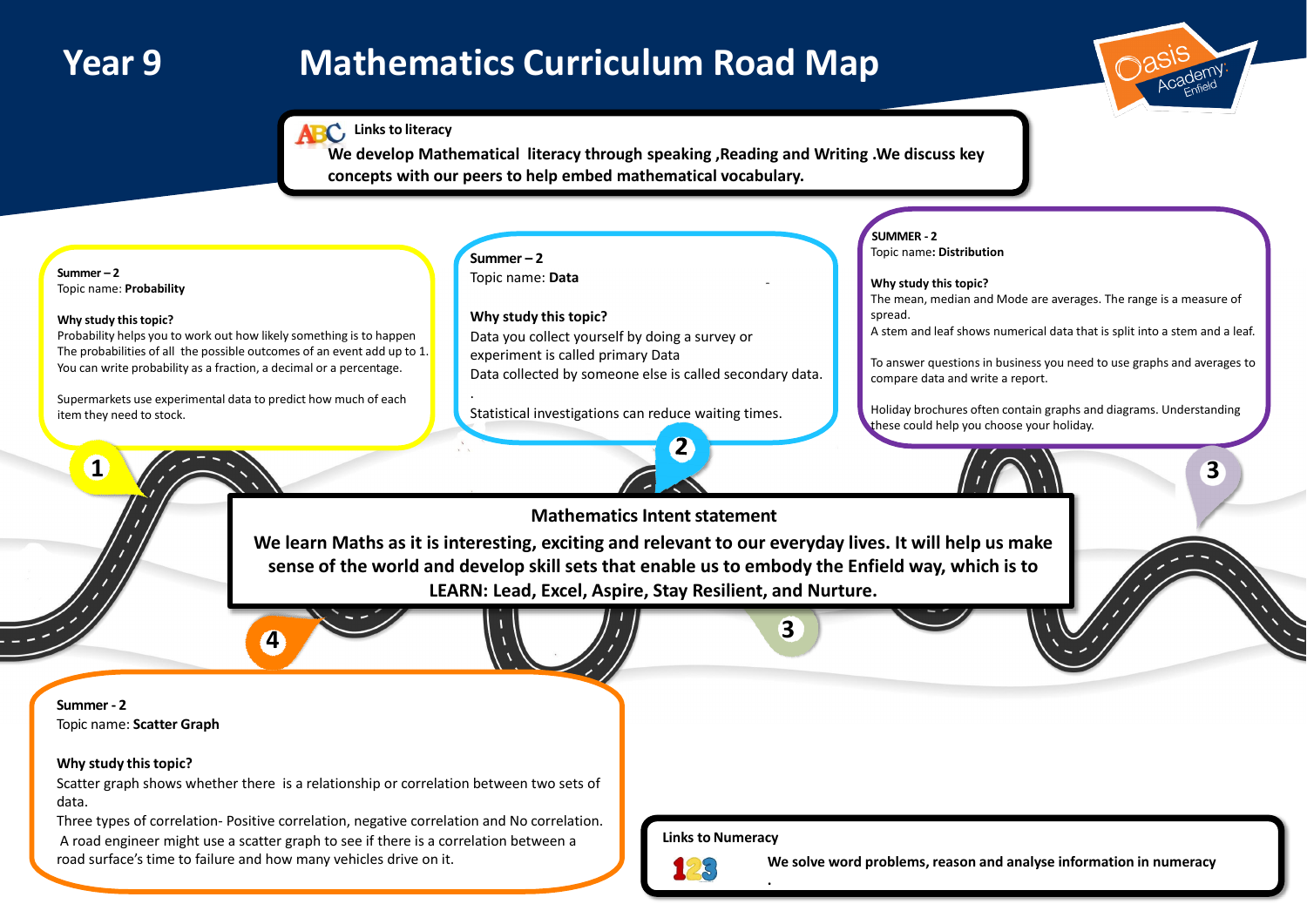# Year 9 Mathematics Curriculum Road Map

**Links to literacy**

**We develop Mathematical literacy through speaking ,Reading and Writing .We discuss key concepts with our peers to help embed mathematical vocabulary.**

**1**

**Summer – 2**
Topic name: **Probability**

**Why study this topic?**
Probability helps you to work out how likely something is to happen
The probabilities of all the possible outcomes of an event add up to 1.
You can write probability as a fraction, a decimal or a percentage.

Supermarkets use experimental data to predict how much of each item they need to stock.

**2**

**Summer – 2**
Topic name: **Data**

**Why study this topic?**
Data you collect yourself by doing a survey or experiment is called primary Data
Data collected by someone else is called secondary data.

Statistical investigations can reduce waiting times.

**3**

**SUMMER - 2**
Topic name: **Distribution**

**Why study this topic?**
The mean, median and Mode are averages. The range is a measure of spread.
A stem and leaf shows numerical data that is split into a stem and a leaf.

To answer questions in business you need to use graphs and averages to compare data and write a report.

Holiday brochures often contain graphs and diagrams. Understanding these could help you choose your holiday.

**Mathematics Intent statement**

**We learn Maths as it is interesting, exciting and relevant to our everyday lives. It will help us make sense of the world and develop skill sets that enable us to embody the Enfield way, which is to LEARN: Lead, Excel, Aspire, Stay Resilient, and Nurture.**

**4**

**Summer - 2**
Topic name: **Scatter Graph**

**Why study this topic?**
Scatter graph shows whether there is a relationship or correlation between two sets of data.
Three types of correlation- Positive correlation, negative correlation and No correlation.
A road engineer might use a scatter graph to see if there is a correlation between a road surface's time to failure and how many vehicles drive on it.

**Links to Numeracy**

**We solve word problems, reason and analyse information in numeracy**